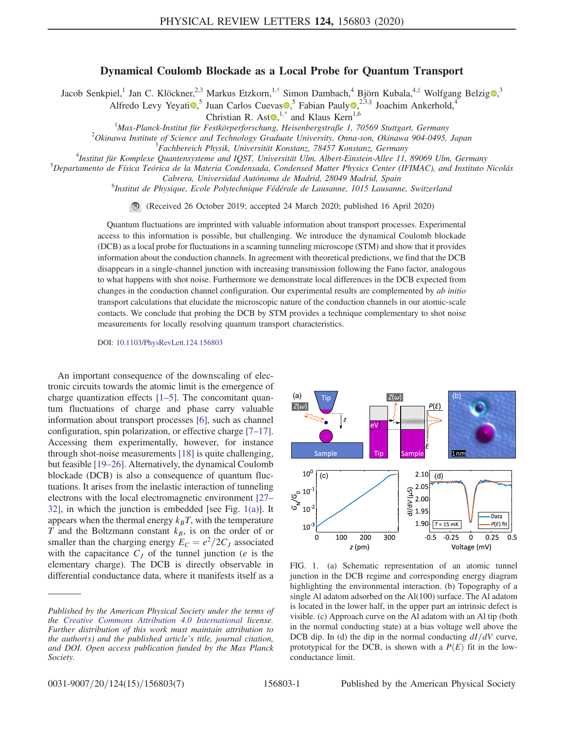# Dynamical Coulomb Blockade as a Local Probe for Quantum Transport

Jacob Senkpiel,[1] Jan C. Klöckner,[2,3] Markus Etzkorn,[1,†] Simon Dambach,[4] Björn Kubala,[4,‡] Wolfgang Belzig,[3] Alfredo Levy Yeyati,[5] Juan Carlos Cuevas,[5] Fabian Pauly,[2,3,§] Joachim Ankerhold,[4] Christian R. Ast,[1,*] and Klaus Kern[1,6]

[1]Max-Planck-Institut für Festkörperforschung, Heisenbergstraße 1, 70569 Stuttgart, Germany
[2]Okinawa Institute of Science and Technology Graduate University, Onna-son, Okinawa 904-0495, Japan
[3]Fachbereich Physik, Universität Konstanz, 78457 Konstanz, Germany
[4]Institut für Komplexe Quantensysteme and IQST, Universität Ulm, Albert-Einstein-Allee 11, 89069 Ulm, Germany
[5]Departamento de Física Teórica de la Materia Condensada, Condensed Matter Physics Center (IFIMAC), and Instituto Nicolás Cabrera, Universidad Autónoma de Madrid, 28049 Madrid, Spain
[6]Institut de Physique, Ecole Polytechnique Fédérale de Lausanne, 1015 Lausanne, Switzerland

(Received 26 October 2019; accepted 24 March 2020; published 16 April 2020)

Quantum fluctuations are imprinted with valuable information about transport processes. Experimental access to this information is possible, but challenging. We introduce the dynamical Coulomb blockade (DCB) as a local probe for fluctuations in a scanning tunneling microscope (STM) and show that it provides information about the conduction channels. In agreement with theoretical predictions, we find that the DCB disappears in a single-channel junction with increasing transmission following the Fano factor, analogous to what happens with shot noise. Furthermore we demonstrate local differences in the DCB expected from changes in the conduction channel configuration. Our experimental results are complemented by *ab initio* transport calculations that elucidate the microscopic nature of the conduction channels in our atomic-scale contacts. We conclude that probing the DCB by STM provides a technique complementary to shot noise measurements for locally resolving quantum transport characteristics.

DOI: 10.1103/PhysRevLett.124.156803

An important consequence of the downscaling of electronic circuits towards the atomic limit is the emergence of charge quantization effects [1–5]. The concomitant quantum fluctuations of charge and phase carry valuable information about transport processes [6], such as channel configuration, spin polarization, or effective charge [7–17]. Accessing them experimentally, however, for instance through shot-noise measurements [18] is quite challenging, but feasible [19–26]. Alternatively, the dynamical Coulomb blockade (DCB) is also a consequence of quantum fluctuations. It arises from the inelastic interaction of tunneling electrons with the local electromagnetic environment [27–32], in which the junction is embedded [see Fig. 1(a)]. It appears when the thermal energy $k_BT$, with the temperature $T$ and the Boltzmann constant $k_B$, is on the order of or smaller than the charging energy $E_C = e^2/2C_J$ associated with the capacitance $C_J$ of the tunnel junction ($e$ is the elementary charge). The DCB is directly observable in differential conductance data, where it manifests itself as a

FIG. 1. (a) Schematic representation of an atomic tunnel junction in the DCB regime and corresponding energy diagram highlighting the environmental interaction. (b) Topography of a single Al adatom adsorbed on the Al(100) surface. The Al adatom is located in the lower half, in the upper part an intrinsic defect is visible. (c) Approach curve on the Al adatom with an Al tip (both in the normal conducting state) at a bias voltage well above the DCB dip. In (d) the dip in the normal conducting $dI/dV$ curve, prototypical for the DCB, is shown with a $P(E)$ fit in the low-conductance limit.

*Published by the American Physical Society under the terms of the Creative Commons Attribution 4.0 International license. Further distribution of this work must maintain attribution to the author(s) and the published article's title, journal citation, and DOI. Open access publication funded by the Max Planck Society.*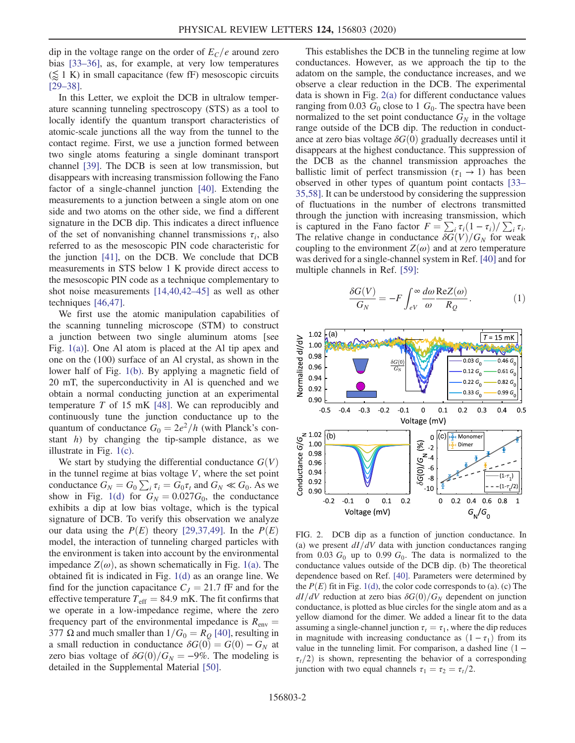dip in the voltage range on the order of $E_C/e$ around zero bias [33–36], as, for example, at very low temperatures ($\lesssim$ 1 K) in small capacitance (few fF) mesoscopic circuits [29–38].

In this Letter, we exploit the DCB in ultralow temperature scanning tunneling spectroscopy (STS) as a tool to locally identify the quantum transport characteristics of atomic-scale junctions all the way from the tunnel to the contact regime. First, we use a junction formed between two single atoms featuring a single dominant transport channel [39]. The DCB is seen at low transmission, but disappears with increasing transmission following the Fano factor of a single-channel junction [40]. Extending the measurements to a junction between a single atom on one side and two atoms on the other side, we find a different signature in the DCB dip. This indicates a direct influence of the set of nonvanishing channel transmissions $\tau_i$, also referred to as the mesoscopic PIN code characteristic for the junction [41], on the DCB. We conclude that DCB measurements in STS below 1 K provide direct access to the mesoscopic PIN code as a technique complementary to shot noise measurements [14,40,42–45] as well as other techniques [46,47].

We first use the atomic manipulation capabilities of the scanning tunneling microscope (STM) to construct a junction between two single aluminum atoms [see Fig. 1(a)]. One Al atom is placed at the Al tip apex and one on the (100) surface of an Al crystal, as shown in the lower half of Fig. 1(b). By applying a magnetic field of 20 mT, the superconductivity in Al is quenched and we obtain a normal conducting junction at an experimental temperature $T$ of 15 mK [48]. We can reproducibly and continuously tune the junction conductance up to the quantum of conductance $G_0 = 2e^2/h$ (with Planck's constant $h$) by changing the tip-sample distance, as we illustrate in Fig. 1(c).

We start by studying the differential conductance $G(V)$ in the tunnel regime at bias voltage $V$, where the set point conductance $G_N = G_0 \sum_i \tau_i = G_0 \tau_t$ and $G_N \ll G_0$. As we show in Fig. 1(d) for $G_N = 0.027 G_0$, the conductance exhibits a dip at low bias voltage, which is the typical signature of DCB. To verify this observation we analyze our data using the $P(E)$ theory [29,37,49]. In the $P(E)$ model, the interaction of tunneling charged particles with the environment is taken into account by the environmental impedance $Z(\omega)$, as shown schematically in Fig. 1(a). The obtained fit is indicated in Fig. 1(d) as an orange line. We find for the junction capacitance $C_J = 21.7$ fF and for the effective temperature $T_{\mathrm{eff}} = 84.9$ mK. The fit confirms that we operate in a low-impedance regime, where the zero frequency part of the environmental impedance is $R_{\mathrm{env}} = 377\ \Omega$ and much smaller than $1/G_0 = R_Q$ [40], resulting in a small reduction in conductance $\delta G(0) = G(0) - G_N$ at zero bias voltage of $\delta G(0)/G_N = -9\%$. The modeling is detailed in the Supplemental Material [50].

This establishes the DCB in the tunneling regime at low conductances. However, as we approach the tip to the adatom on the sample, the conductance increases, and we observe a clear reduction in the DCB. The experimental data is shown in Fig. 2(a) for different conductance values ranging from 0.03 $G_0$ close to 1 $G_0$. The spectra have been normalized to the set point conductance $G_N$ in the voltage range outside of the DCB dip. The reduction in conductance at zero bias voltage $\delta G(0)$ gradually decreases until it disappears at the highest conductance. This suppression of the DCB as the channel transmission approaches the ballistic limit of perfect transmission ($\tau_1 \to 1$) has been observed in other types of quantum point contacts [33–35,58]. It can be understood by considering the suppression of fluctuations in the number of electrons transmitted through the junction with increasing transmission, which is captured in the Fano factor $F = \sum_i \tau_i(1-\tau_i)/\sum_i \tau_i$. The relative change in conductance $\delta G(V)/G_N$ for weak coupling to the environment $Z(\omega)$ and at zero temperature was derived for a single-channel system in Ref. [40] and for multiple channels in Ref. [59]:

$$\frac{\delta G(V)}{G_N} = -F \int_{eV}^{\infty} \frac{d\omega}{\omega} \frac{\mathrm{Re} Z(\omega)}{R_Q}. \tag{1}$$

FIG. 2. DCB dip as a function of junction conductance. In (a) we present $dI/dV$ data with junction conductances ranging from 0.03 $G_0$ up to 0.99 $G_0$. The data is normalized to the conductance values outside of the DCB dip. (b) The theoretical dependence based on Ref. [40]. Parameters were determined by the $P(E)$ fit in Fig. 1(d), the color code corresponds to (a). (c) The $dI/dV$ reduction at zero bias $\delta G(0)/G_N$ dependent on junction conductance, is plotted as blue circles for the single atom and as a yellow diamond for the dimer. We added a linear fit to the data assuming a single-channel junction $\tau_t = \tau_1$, where the dip reduces in magnitude with increasing conductance as $(1-\tau_1)$ from its value in the tunneling limit. For comparison, a dashed line $(1-\tau_t/2)$ is shown, representing the behavior of a corresponding junction with two equal channels $\tau_1 = \tau_2 = \tau_t/2$.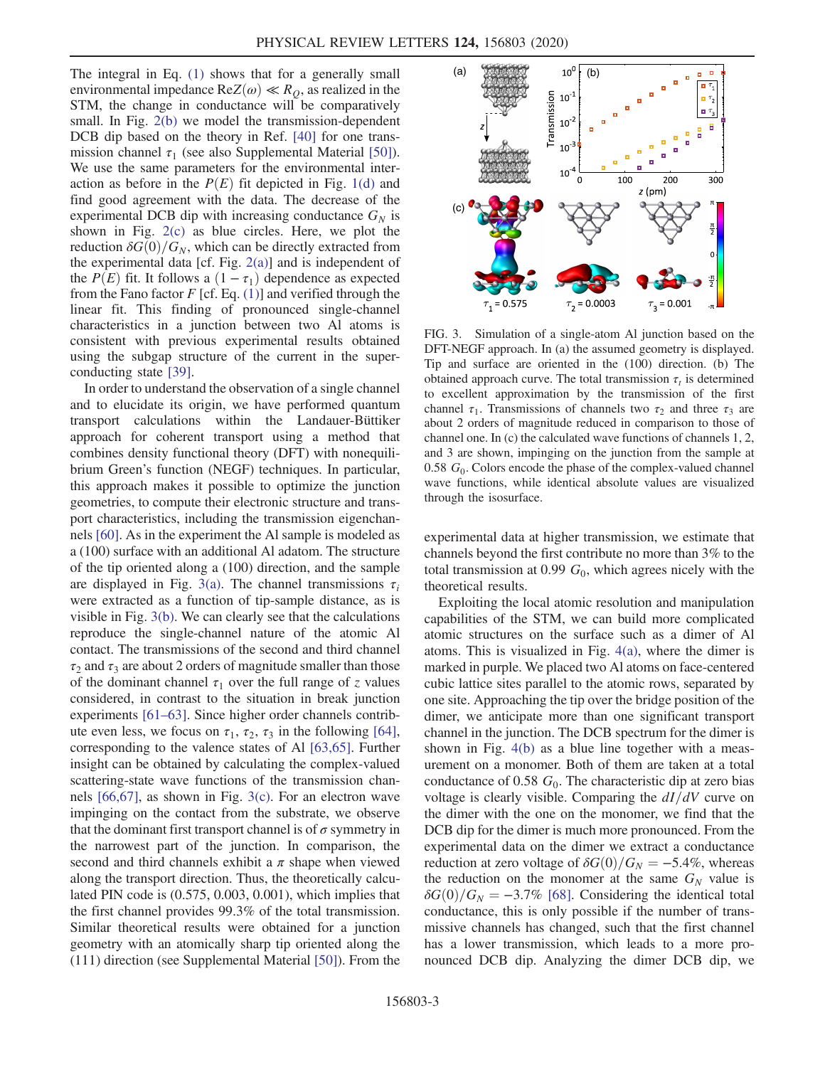The integral in Eq. (1) shows that for a generally small environmental impedance $\mathrm{Re}Z(\omega) \ll R_Q$, as realized in the STM, the change in conductance will be comparatively small. In Fig. 2(b) we model the transmission-dependent DCB dip based on the theory in Ref. [40] for one transmission channel $\tau_1$ (see also Supplemental Material [50]). We use the same parameters for the environmental interaction as before in the $P(E)$ fit depicted in Fig. 1(d) and find good agreement with the data. The decrease of the experimental DCB dip with increasing conductance $G_N$ is shown in Fig. 2(c) as blue circles. Here, we plot the reduction $\delta G(0)/G_N$, which can be directly extracted from the experimental data [cf. Fig. 2(a)] and is independent of the $P(E)$ fit. It follows a $(1-\tau_1)$ dependence as expected from the Fano factor $F$ [cf. Eq. (1)] and verified through the linear fit. This finding of pronounced single-channel characteristics in a junction between two Al atoms is consistent with previous experimental results obtained using the subgap structure of the current in the superconducting state [39].

In order to understand the observation of a single channel and to elucidate its origin, we have performed quantum transport calculations within the Landauer-Büttiker approach for coherent transport using a method that combines density functional theory (DFT) with nonequilibrium Green's function (NEGF) techniques. In particular, this approach makes it possible to optimize the junction geometries, to compute their electronic structure and transport characteristics, including the transmission eigenchannels [60]. As in the experiment the Al sample is modeled as a (100) surface with an additional Al adatom. The structure of the tip oriented along a (100) direction, and the sample are displayed in Fig. 3(a). The channel transmissions $\tau_i$ were extracted as a function of tip-sample distance, as is visible in Fig. 3(b). We can clearly see that the calculations reproduce the single-channel nature of the atomic Al contact. The transmissions of the second and third channel $\tau_2$ and $\tau_3$ are about 2 orders of magnitude smaller than those of the dominant channel $\tau_1$ over the full range of $z$ values considered, in contrast to the situation in break junction experiments [61–63]. Since higher order channels contribute even less, we focus on $\tau_1$, $\tau_2$, $\tau_3$ in the following [64], corresponding to the valence states of Al [63,65]. Further insight can be obtained by calculating the complex-valued scattering-state wave functions of the transmission channels [66,67], as shown in Fig. 3(c). For an electron wave impinging on the contact from the substrate, we observe that the dominant first transport channel is of $\sigma$ symmetry in the narrowest part of the junction. In comparison, the second and third channels exhibit a $\pi$ shape when viewed along the transport direction. Thus, the theoretically calculated PIN code is (0.575, 0.003, 0.001), which implies that the first channel provides 99.3% of the total transmission. Similar theoretical results were obtained for a junction geometry with an atomically sharp tip oriented along the (111) direction (see Supplemental Material [50]). From the experimental data at higher transmission, we estimate that channels beyond the first contribute no more than 3% to the total transmission at 0.99 $G_0$, which agrees nicely with the theoretical results.

FIG. 3. Simulation of a single-atom Al junction based on the DFT-NEGF approach. In (a) the assumed geometry is displayed. Tip and surface are oriented in the (100) direction. (b) The obtained approach curve. The total transmission $\tau_t$ is determined to excellent approximation by the transmission of the first channel $\tau_1$. Transmissions of channels two $\tau_2$ and three $\tau_3$ are about 2 orders of magnitude reduced in comparison to those of channel one. In (c) the calculated wave functions of channels 1, 2, and 3 are shown, impinging on the junction from the sample at 0.58 $G_0$. Colors encode the phase of the complex-valued channel wave functions, while identical absolute values are visualized through the isosurface.

Exploiting the local atomic resolution and manipulation capabilities of the STM, we can build more complicated atomic structures on the surface such as a dimer of Al atoms. This is visualized in Fig. 4(a), where the dimer is marked in purple. We placed two Al atoms on face-centered cubic lattice sites parallel to the atomic rows, separated by one site. Approaching the tip over the bridge position of the dimer, we anticipate more than one significant transport channel in the junction. The DCB spectrum for the dimer is shown in Fig. 4(b) as a blue line together with a measurement on a monomer. Both of them are taken at a total conductance of 0.58 $G_0$. The characteristic dip at zero bias voltage is clearly visible. Comparing the $dI/dV$ curve on the dimer with the one on the monomer, we find that the DCB dip for the dimer is much more pronounced. From the experimental data on the dimer we extract a conductance reduction at zero voltage of $\delta G(0)/G_N = -5.4\%$, whereas the reduction on the monomer at the same $G_N$ value is $\delta G(0)/G_N = -3.7\%$ [68]. Considering the identical total conductance, this is only possible if the number of transmissive channels has changed, such that the first channel has a lower transmission, which leads to a more pronounced DCB dip. Analyzing the dimer DCB dip, we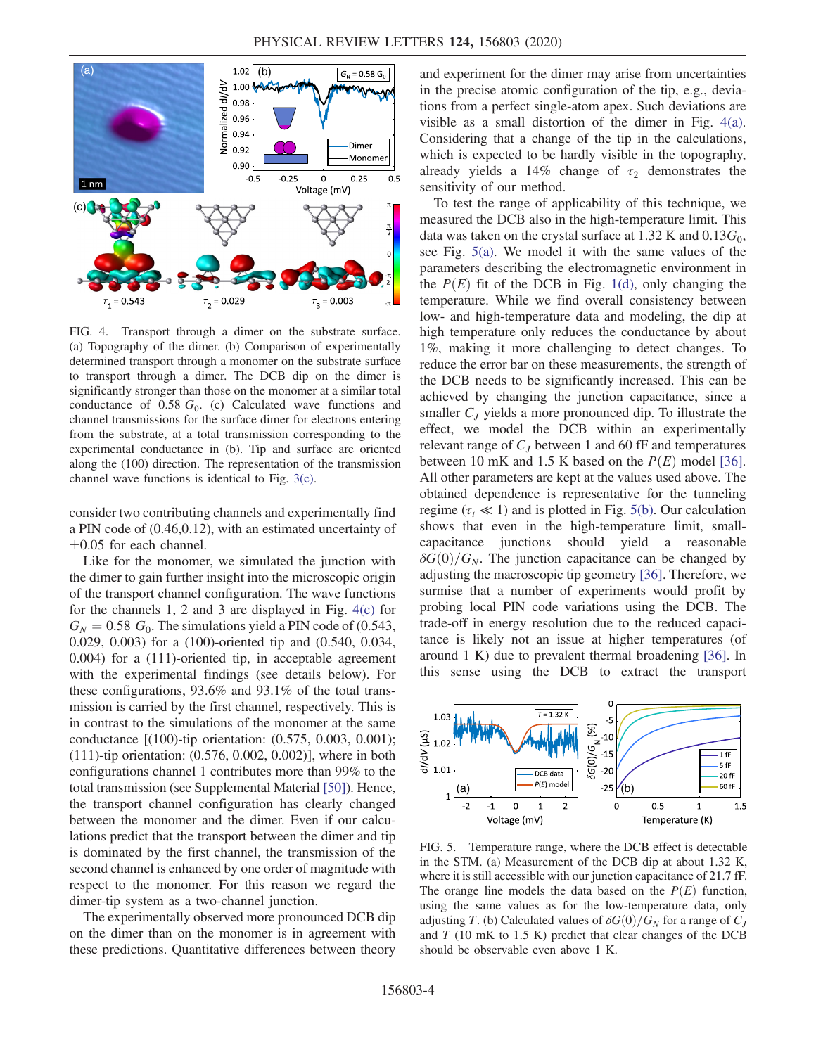FIG. 4. Transport through a dimer on the substrate surface. (a) Topography of the dimer. (b) Comparison of experimentally determined transport through a monomer on the substrate surface to transport through a dimer. The DCB dip on the dimer is significantly stronger than those on the monomer at a similar total conductance of $0.58\ G_0$. (c) Calculated wave functions and channel transmissions for the surface dimer for electrons entering from the substrate, at a total transmission corresponding to the experimental conductance in (b). Tip and surface are oriented along the (100) direction. The representation of the transmission channel wave functions is identical to Fig. 3(c).

consider two contributing channels and experimentally find a PIN code of (0.46,0.12), with an estimated uncertainty of $\pm 0.05$ for each channel.

Like for the monomer, we simulated the junction with the dimer to gain further insight into the microscopic origin of the transport channel configuration. The wave functions for the channels 1, 2 and 3 are displayed in Fig. 4(c) for $G_N = 0.58\ G_0$. The simulations yield a PIN code of (0.543, 0.029, 0.003) for a (100)-oriented tip and (0.540, 0.034, 0.004) for a (111)-oriented tip, in acceptable agreement with the experimental findings (see details below). For these configurations, 93.6% and 93.1% of the total transmission is carried by the first channel, respectively. This is in contrast to the simulations of the monomer at the same conductance [(100)-tip orientation: (0.575, 0.003, 0.001); (111)-tip orientation: (0.576, 0.002, 0.002)], where in both configurations channel 1 contributes more than 99% to the total transmission (see Supplemental Material [50]). Hence, the transport channel configuration has clearly changed between the monomer and the dimer. Even if our calculations predict that the transport between the dimer and tip is dominated by the first channel, the transmission of the second channel is enhanced by one order of magnitude with respect to the monomer. For this reason we regard the dimer-tip system as a two-channel junction.

The experimentally observed more pronounced DCB dip on the dimer than on the monomer is in agreement with these predictions. Quantitative differences between theory and experiment for the dimer may arise from uncertainties in the precise atomic configuration of the tip, e.g., deviations from a perfect single-atom apex. Such deviations are visible as a small distortion of the dimer in Fig. 4(a). Considering that a change of the tip in the calculations, which is expected to be hardly visible in the topography, already yields a 14% change of $\tau_2$ demonstrates the sensitivity of our method.

To test the range of applicability of this technique, we measured the DCB also in the high-temperature limit. This data was taken on the crystal surface at 1.32 K and $0.13 G_0$, see Fig. 5(a). We model it with the same values of the parameters describing the electromagnetic environment in the $P(E)$ fit of the DCB in Fig. 1(d), only changing the temperature. While we find overall consistency between low- and high-temperature data and modeling, the dip at high temperature only reduces the conductance by about 1%, making it more challenging to detect changes. To reduce the error bar on these measurements, the strength of the DCB needs to be significantly increased. This can be achieved by changing the junction capacitance, since a smaller $C_J$ yields a more pronounced dip. To illustrate the effect, we model the DCB within an experimentally relevant range of $C_J$ between 1 and 60 fF and temperatures between 10 mK and 1.5 K based on the $P(E)$ model [36]. All other parameters are kept at the values used above. The obtained dependence is representative for the tunneling regime ($\tau_t \ll 1$) and is plotted in Fig. 5(b). Our calculation shows that even in the high-temperature limit, small-capacitance junctions should yield a reasonable $\delta G(0)/G_N$. The junction capacitance can be changed by adjusting the macroscopic tip geometry [36]. Therefore, we surmise that a number of experiments would profit by probing local PIN code variations using the DCB. The trade-off in energy resolution due to the reduced capacitance is likely not an issue at higher temperatures (of around 1 K) due to prevalent thermal broadening [36]. In this sense using the DCB to extract the transport

FIG. 5. Temperature range, where the DCB effect is detectable in the STM. (a) Measurement of the DCB dip at about 1.32 K, where it is still accessible with our junction capacitance of 21.7 fF. The orange line models the data based on the $P(E)$ function, using the same values as for the low-temperature data, only adjusting $T$. (b) Calculated values of $\delta G(0)/G_N$ for a range of $C_J$ and $T$ (10 mK to 1.5 K) predict that clear changes of the DCB should be observable even above 1 K.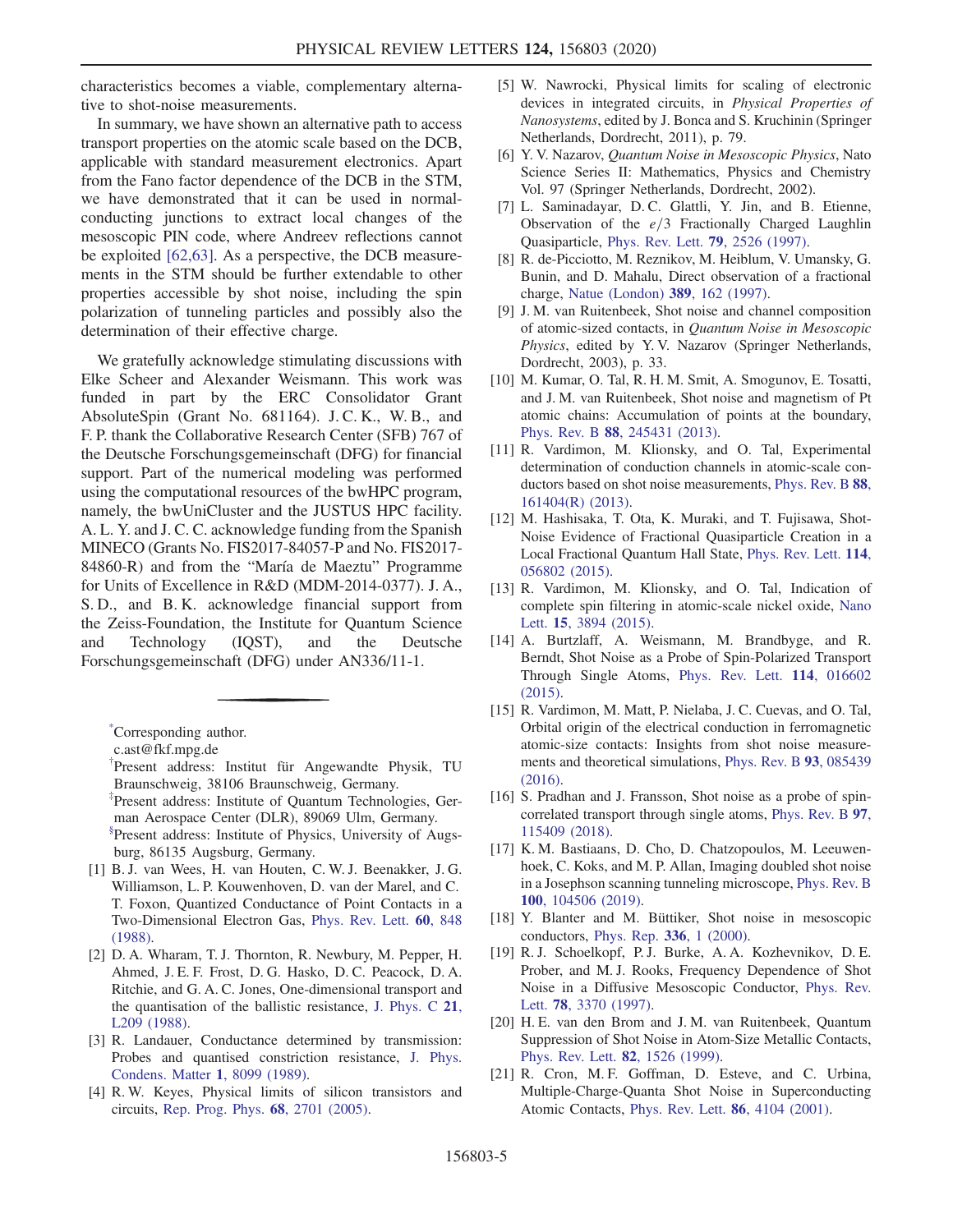characteristics becomes a viable, complementary alternative to shot-noise measurements.

In summary, we have shown an alternative path to access transport properties on the atomic scale based on the DCB, applicable with standard measurement electronics. Apart from the Fano factor dependence of the DCB in the STM, we have demonstrated that it can be used in normal-conducting junctions to extract local changes of the mesoscopic PIN code, where Andreev reflections cannot be exploited [62,63]. As a perspective, the DCB measurements in the STM should be further extendable to other properties accessible by shot noise, including the spin polarization of tunneling particles and possibly also the determination of their effective charge.

We gratefully acknowledge stimulating discussions with Elke Scheer and Alexander Weismann. This work was funded in part by the ERC Consolidator Grant AbsoluteSpin (Grant No. 681164). J. C. K., W. B., and F. P. thank the Collaborative Research Center (SFB) 767 of the Deutsche Forschungsgemeinschaft (DFG) for financial support. Part of the numerical modeling was performed using the computational resources of the bwHPC program, namely, the bwUniCluster and the JUSTUS HPC facility. A. L. Y. and J. C. C. acknowledge funding from the Spanish MINECO (Grants No. FIS2017-84057-P and No. FIS2017-84860-R) and from the "María de Maeztu" Programme for Units of Excellence in R&D (MDM-2014-0377). J. A., S. D., and B. K. acknowledge financial support from the Zeiss-Foundation, the Institute for Quantum Science and Technology (IQST), and the Deutsche Forschungsgemeinschaft (DFG) under AN336/11-1.

---

[*]Corresponding author.
c.ast@fkf.mpg.de

[†]Present address: Institut für Angewandte Physik, TU Braunschweig, 38106 Braunschweig, Germany.

[‡]Present address: Institute of Quantum Technologies, German Aerospace Center (DLR), 89069 Ulm, Germany.

[§]Present address: Institute of Physics, University of Augsburg, 86135 Augsburg, Germany.

[1] B. J. van Wees, H. van Houten, C. W. J. Beenakker, J. G. Williamson, L. P. Kouwenhoven, D. van der Marel, and C. T. Foxon, Quantized Conductance of Point Contacts in a Two-Dimensional Electron Gas, Phys. Rev. Lett. **60**, 848 (1988).

[2] D. A. Wharam, T. J. Thornton, R. Newbury, M. Pepper, H. Ahmed, J. E. F. Frost, D. G. Hasko, D. C. Peacock, D. A. Ritchie, and G. A. C. Jones, One-dimensional transport and the quantisation of the ballistic resistance, J. Phys. C **21**, L209 (1988).

[3] R. Landauer, Conductance determined by transmission: Probes and quantised constriction resistance, J. Phys. Condens. Matter **1**, 8099 (1989).

[4] R. W. Keyes, Physical limits of silicon transistors and circuits, Rep. Prog. Phys. **68**, 2701 (2005).

[5] W. Nawrocki, Physical limits for scaling of electronic devices in integrated circuits, in *Physical Properties of Nanosystems*, edited by J. Bonca and S. Kruchinin (Springer Netherlands, Dordrecht, 2011), p. 79.

[6] Y. V. Nazarov, *Quantum Noise in Mesoscopic Physics*, Nato Science Series II: Mathematics, Physics and Chemistry Vol. 97 (Springer Netherlands, Dordrecht, 2002).

[7] L. Saminadayar, D. C. Glattli, Y. Jin, and B. Etienne, Observation of the $e/3$ Fractionally Charged Laughlin Quasiparticle, Phys. Rev. Lett. **79**, 2526 (1997).

[8] R. de-Picciotto, M. Reznikov, M. Heiblum, V. Umansky, G. Bunin, and D. Mahalu, Direct observation of a fractional charge, Natue (London) **389**, 162 (1997).

[9] J. M. van Ruitenbeek, Shot noise and channel composition of atomic-sized contacts, in *Quantum Noise in Mesoscopic Physics*, edited by Y. V. Nazarov (Springer Netherlands, Dordrecht, 2003), p. 33.

[10] M. Kumar, O. Tal, R. H. M. Smit, A. Smogunov, E. Tosatti, and J. M. van Ruitenbeek, Shot noise and magnetism of Pt atomic chains: Accumulation of points at the boundary, Phys. Rev. B **88**, 245431 (2013).

[11] R. Vardimon, M. Klionsky, and O. Tal, Experimental determination of conduction channels in atomic-scale conductors based on shot noise measurements, Phys. Rev. B **88**, 161404(R) (2013).

[12] M. Hashisaka, T. Ota, K. Muraki, and T. Fujisawa, Shot-Noise Evidence of Fractional Quasiparticle Creation in a Local Fractional Quantum Hall State, Phys. Rev. Lett. **114**, 056802 (2015).

[13] R. Vardimon, M. Klionsky, and O. Tal, Indication of complete spin filtering in atomic-scale nickel oxide, Nano Lett. **15**, 3894 (2015).

[14] A. Burtzlaff, A. Weismann, M. Brandbyge, and R. Berndt, Shot Noise as a Probe of Spin-Polarized Transport Through Single Atoms, Phys. Rev. Lett. **114**, 016602 (2015).

[15] R. Vardimon, M. Matt, P. Nielaba, J. C. Cuevas, and O. Tal, Orbital origin of the electrical conduction in ferromagnetic atomic-size contacts: Insights from shot noise measurements and theoretical simulations, Phys. Rev. B **93**, 085439 (2016).

[16] S. Pradhan and J. Fransson, Shot noise as a probe of spin-correlated transport through single atoms, Phys. Rev. B **97**, 115409 (2018).

[17] K. M. Bastiaans, D. Cho, D. Chatzopoulos, M. Leeuwenhoek, C. Koks, and M. P. Allan, Imaging doubled shot noise in a Josephson scanning tunneling microscope, Phys. Rev. B **100**, 104506 (2019).

[18] Y. Blanter and M. Büttiker, Shot noise in mesoscopic conductors, Phys. Rep. **336**, 1 (2000).

[19] R. J. Schoelkopf, P. J. Burke, A. A. Kozhevnikov, D. E. Prober, and M. J. Rooks, Frequency Dependence of Shot Noise in a Diffusive Mesoscopic Conductor, Phys. Rev. Lett. **78**, 3370 (1997).

[20] H. E. van den Brom and J. M. van Ruitenbeek, Quantum Suppression of Shot Noise in Atom-Size Metallic Contacts, Phys. Rev. Lett. **82**, 1526 (1999).

[21] R. Cron, M. F. Goffman, D. Esteve, and C. Urbina, Multiple-Charge-Quanta Shot Noise in Superconducting Atomic Contacts, Phys. Rev. Lett. **86**, 4104 (2001).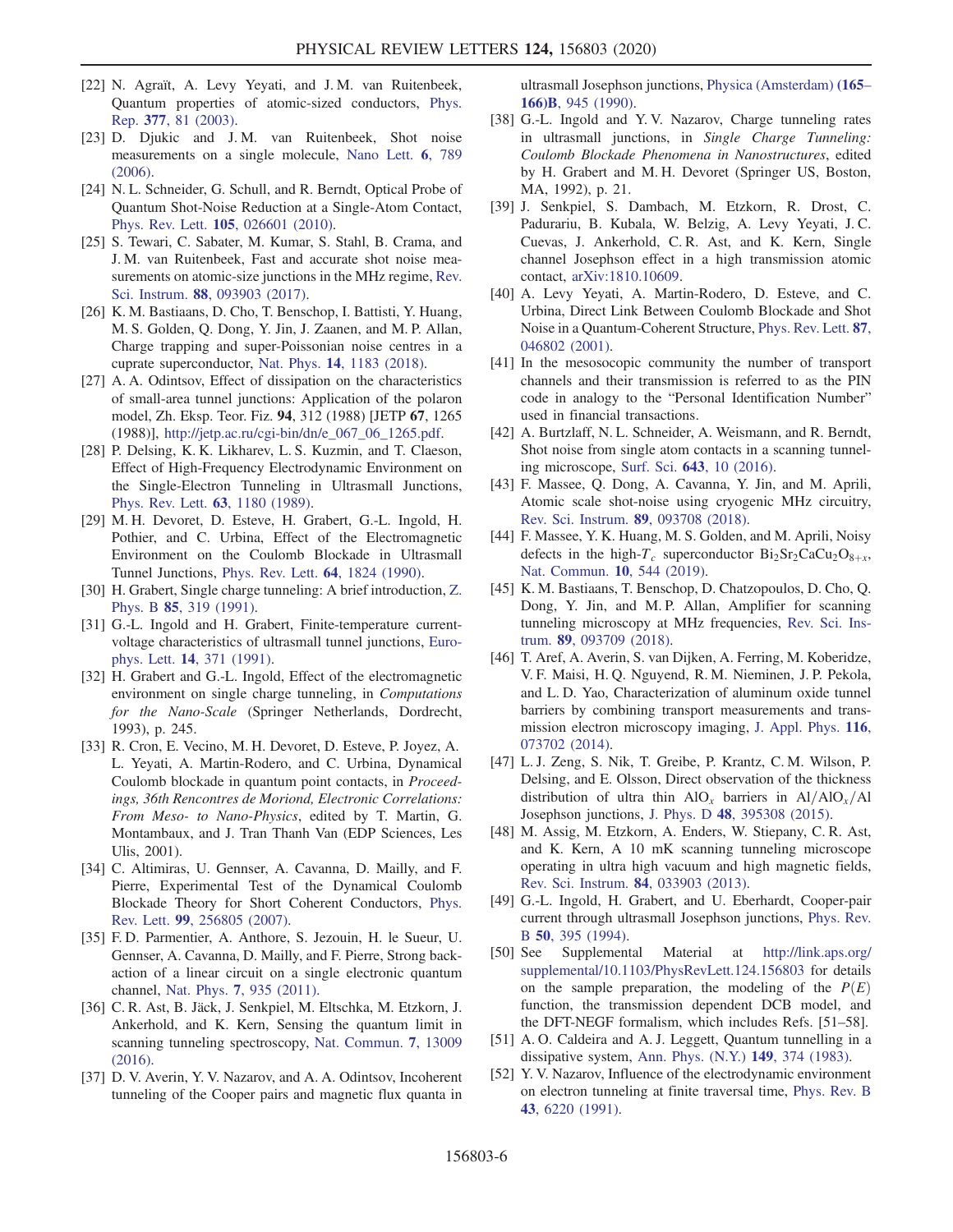[22] N. Agraït, A. Levy Yeyati, and J. M. van Ruitenbeek, Quantum properties of atomic-sized conductors, Phys. Rep. **377**, 81 (2003).

[23] D. Djukic and J. M. van Ruitenbeek, Shot noise measurements on a single molecule, Nano Lett. **6**, 789 (2006).

[24] N. L. Schneider, G. Schull, and R. Berndt, Optical Probe of Quantum Shot-Noise Reduction at a Single-Atom Contact, Phys. Rev. Lett. **105**, 026601 (2010).

[25] S. Tewari, C. Sabater, M. Kumar, S. Stahl, B. Crama, and J. M. van Ruitenbeek, Fast and accurate shot noise measurements on atomic-size junctions in the MHz regime, Rev. Sci. Instrum. **88**, 093903 (2017).

[26] K. M. Bastiaans, D. Cho, T. Benschop, I. Battisti, Y. Huang, M. S. Golden, Q. Dong, Y. Jin, J. Zaanen, and M. P. Allan, Charge trapping and super-Poissonian noise centres in a cuprate superconductor, Nat. Phys. **14**, 1183 (2018).

[27] A. A. Odintsov, Effect of dissipation on the characteristics of small-area tunnel junctions: Application of the polaron model, Zh. Eksp. Teor. Fiz. **94**, 312 (1988) [JETP **67**, 1265 (1988)], http://jetp.ac.ru/cgi-bin/dn/e_067_06_1265.pdf.

[28] P. Delsing, K. K. Likharev, L. S. Kuzmin, and T. Claeson, Effect of High-Frequency Electrodynamic Environment on the Single-Electron Tunneling in Ultrasmall Junctions, Phys. Rev. Lett. **63**, 1180 (1989).

[29] M. H. Devoret, D. Esteve, H. Grabert, G.-L. Ingold, H. Pothier, and C. Urbina, Effect of the Electromagnetic Environment on the Coulomb Blockade in Ultrasmall Tunnel Junctions, Phys. Rev. Lett. **64**, 1824 (1990).

[30] H. Grabert, Single charge tunneling: A brief introduction, Z. Phys. B **85**, 319 (1991).

[31] G.-L. Ingold and H. Grabert, Finite-temperature current-voltage characteristics of ultrasmall tunnel junctions, Europhys. Lett. **14**, 371 (1991).

[32] H. Grabert and G.-L. Ingold, Effect of the electromagnetic environment on single charge tunneling, in *Computations for the Nano-Scale* (Springer Netherlands, Dordrecht, 1993), p. 245.

[33] R. Cron, E. Vecino, M. H. Devoret, D. Esteve, P. Joyez, A. L. Yeyati, A. Martin-Rodero, and C. Urbina, Dynamical Coulomb blockade in quantum point contacts, in *Proceedings, 36th Rencontres de Moriond, Electronic Correlations: From Meso- to Nano-Physics*, edited by T. Martin, G. Montambaux, and J. Tran Thanh Van (EDP Sciences, Les Ulis, 2001).

[34] C. Altimiras, U. Gennser, A. Cavanna, D. Mailly, and F. Pierre, Experimental Test of the Dynamical Coulomb Blockade Theory for Short Coherent Conductors, Phys. Rev. Lett. **99**, 256805 (2007).

[35] F. D. Parmentier, A. Anthore, S. Jezouin, H. le Sueur, U. Gennser, A. Cavanna, D. Mailly, and F. Pierre, Strong back-action of a linear circuit on a single electronic quantum channel, Nat. Phys. **7**, 935 (2011).

[36] C. R. Ast, B. Jäck, J. Senkpiel, M. Eltschka, M. Etzkorn, J. Ankerhold, and K. Kern, Sensing the quantum limit in scanning tunneling spectroscopy, Nat. Commun. **7**, 13009 (2016).

[37] D. V. Averin, Y. V. Nazarov, and A. A. Odintsov, Incoherent tunneling of the Cooper pairs and magnetic flux quanta in ultrasmall Josephson junctions, Physica (Amsterdam) **(165–166)B**, 945 (1990).

[38] G.-L. Ingold and Y. V. Nazarov, Charge tunneling rates in ultrasmall junctions, in *Single Charge Tunneling: Coulomb Blockade Phenomena in Nanostructures*, edited by H. Grabert and M. H. Devoret (Springer US, Boston, MA, 1992), p. 21.

[39] J. Senkpiel, S. Dambach, M. Etzkorn, R. Drost, C. Padurariu, B. Kubala, W. Belzig, A. Levy Yeyati, J. C. Cuevas, J. Ankerhold, C. R. Ast, and K. Kern, Single channel Josephson effect in a high transmission atomic contact, arXiv:1810.10609.

[40] A. Levy Yeyati, A. Martin-Rodero, D. Esteve, and C. Urbina, Direct Link Between Coulomb Blockade and Shot Noise in a Quantum-Coherent Structure, Phys. Rev. Lett. **87**, 046802 (2001).

[41] In the mesoscopic community the number of transport channels and their transmission is referred to as the PIN code in analogy to the "Personal Identification Number" used in financial transactions.

[42] A. Burtzlaff, N. L. Schneider, A. Weismann, and R. Berndt, Shot noise from single atom contacts in a scanning tunneling microscope, Surf. Sci. **643**, 10 (2016).

[43] F. Massee, Q. Dong, A. Cavanna, Y. Jin, and M. Aprili, Atomic scale shot-noise using cryogenic MHz circuitry, Rev. Sci. Instrum. **89**, 093708 (2018).

[44] F. Massee, Y. K. Huang, M. S. Golden, and M. Aprili, Noisy defects in the high-$T_c$ superconductor $Bi_2Sr_2CaCu_2O_{8+x}$, Nat. Commun. **10**, 544 (2019).

[45] K. M. Bastiaans, T. Benschop, D. Chatzopoulos, D. Cho, Q. Dong, Y. Jin, and M. P. Allan, Amplifier for scanning tunneling microscopy at MHz frequencies, Rev. Sci. Instrum. **89**, 093709 (2018).

[46] T. Aref, A. Averin, S. van Dijken, A. Ferring, M. Koberidze, V. F. Maisi, H. Q. Nguyend, R. M. Nieminen, J. P. Pekola, and L. D. Yao, Characterization of aluminum oxide tunnel barriers by combining transport measurements and transmission electron microscopy imaging, J. Appl. Phys. **116**, 073702 (2014).

[47] L. J. Zeng, S. Nik, T. Greibe, P. Krantz, C. M. Wilson, P. Delsing, and E. Olsson, Direct observation of the thickness distribution of ultra thin $AlO_x$ barriers in $Al/AlO_x/Al$ Josephson junctions, J. Phys. D **48**, 395308 (2015).

[48] M. Assig, M. Etzkorn, A. Enders, W. Stiepany, C. R. Ast, and K. Kern, A 10 mK scanning tunneling microscope operating in ultra high vacuum and high magnetic fields, Rev. Sci. Instrum. **84**, 033903 (2013).

[49] G.-L. Ingold, H. Grabert, and U. Eberhardt, Cooper-pair current through ultrasmall Josephson junctions, Phys. Rev. B **50**, 395 (1994).

[50] See Supplemental Material at http://link.aps.org/supplemental/10.1103/PhysRevLett.124.156803 for details on the sample preparation, the modeling of the $P(E)$ function, the transmission dependent DCB model, and the DFT-NEGF formalism, which includes Refs. [51–58].

[51] A. O. Caldeira and A. J. Leggett, Quantum tunnelling in a dissipative system, Ann. Phys. (N.Y.) **149**, 374 (1983).

[52] Y. V. Nazarov, Influence of the electrodynamic environment on electron tunneling at finite traversal time, Phys. Rev. B **43**, 6220 (1991).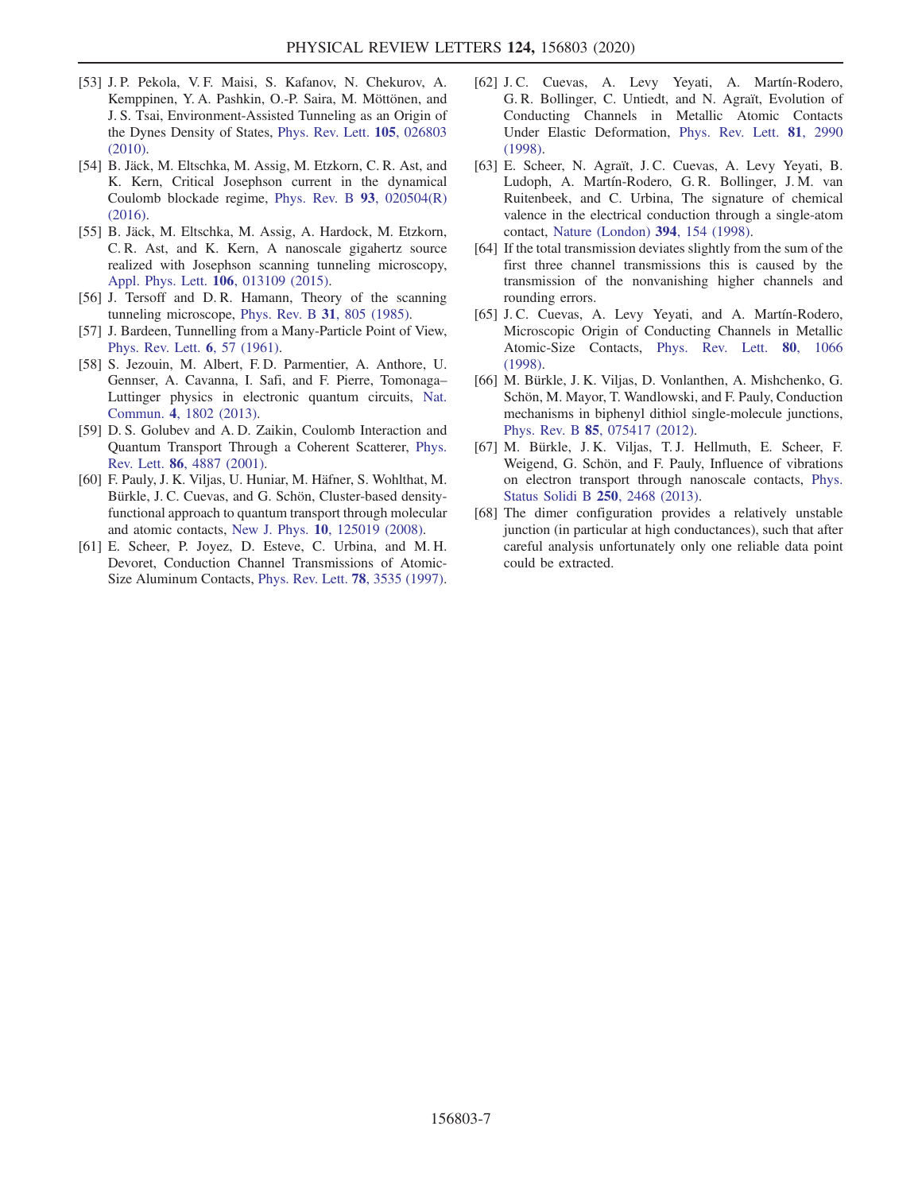[53] J. P. Pekola, V. F. Maisi, S. Kafanov, N. Chekurov, A. Kemppinen, Y. A. Pashkin, O.-P. Saira, M. Möttönen, and J. S. Tsai, Environment-Assisted Tunneling as an Origin of the Dynes Density of States, Phys. Rev. Lett. **105**, 026803 (2010).

[54] B. Jäck, M. Eltschka, M. Assig, M. Etzkorn, C. R. Ast, and K. Kern, Critical Josephson current in the dynamical Coulomb blockade regime, Phys. Rev. B **93**, 020504(R) (2016).

[55] B. Jäck, M. Eltschka, M. Assig, A. Hardock, M. Etzkorn, C. R. Ast, and K. Kern, A nanoscale gigahertz source realized with Josephson scanning tunneling microscopy, Appl. Phys. Lett. **106**, 013109 (2015).

[56] J. Tersoff and D. R. Hamann, Theory of the scanning tunneling microscope, Phys. Rev. B **31**, 805 (1985).

[57] J. Bardeen, Tunnelling from a Many-Particle Point of View, Phys. Rev. Lett. **6**, 57 (1961).

[58] S. Jezouin, M. Albert, F. D. Parmentier, A. Anthore, U. Gennser, A. Cavanna, I. Safi, and F. Pierre, Tomonaga–Luttinger physics in electronic quantum circuits, Nat. Commun. **4**, 1802 (2013).

[59] D. S. Golubev and A. D. Zaikin, Coulomb Interaction and Quantum Transport Through a Coherent Scatterer, Phys. Rev. Lett. **86**, 4887 (2001).

[60] F. Pauly, J. K. Viljas, U. Huniar, M. Häfner, S. Wohlthat, M. Bürkle, J. C. Cuevas, and G. Schön, Cluster-based density-functional approach to quantum transport through molecular and atomic contacts, New J. Phys. **10**, 125019 (2008).

[61] E. Scheer, P. Joyez, D. Esteve, C. Urbina, and M. H. Devoret, Conduction Channel Transmissions of Atomic-Size Aluminum Contacts, Phys. Rev. Lett. **78**, 3535 (1997).

[62] J. C. Cuevas, A. Levy Yeyati, A. Martín-Rodero, G. R. Bollinger, C. Untiedt, and N. Agraït, Evolution of Conducting Channels in Metallic Atomic Contacts Under Elastic Deformation, Phys. Rev. Lett. **81**, 2990 (1998).

[63] E. Scheer, N. Agraït, J. C. Cuevas, A. Levy Yeyati, B. Ludoph, A. Martín-Rodero, G. R. Bollinger, J. M. van Ruitenbeek, and C. Urbina, The signature of chemical valence in the electrical conduction through a single-atom contact, Nature (London) **394**, 154 (1998).

[64] If the total transmission deviates slightly from the sum of the first three channel transmissions this is caused by the transmission of the nonvanishing higher channels and rounding errors.

[65] J. C. Cuevas, A. Levy Yeyati, and A. Martín-Rodero, Microscopic Origin of Conducting Channels in Metallic Atomic-Size Contacts, Phys. Rev. Lett. **80**, 1066 (1998).

[66] M. Bürkle, J. K. Viljas, D. Vonlanthen, A. Mishchenko, G. Schön, M. Mayor, T. Wandlowski, and F. Pauly, Conduction mechanisms in biphenyl dithiol single-molecule junctions, Phys. Rev. B **85**, 075417 (2012).

[67] M. Bürkle, J. K. Viljas, T. J. Hellmuth, E. Scheer, F. Weigend, G. Schön, and F. Pauly, Influence of vibrations on electron transport through nanoscale contacts, Phys. Status Solidi B **250**, 2468 (2013).

[68] The dimer configuration provides a relatively unstable junction (in particular at high conductances), such that after careful analysis unfortunately only one reliable data point could be extracted.